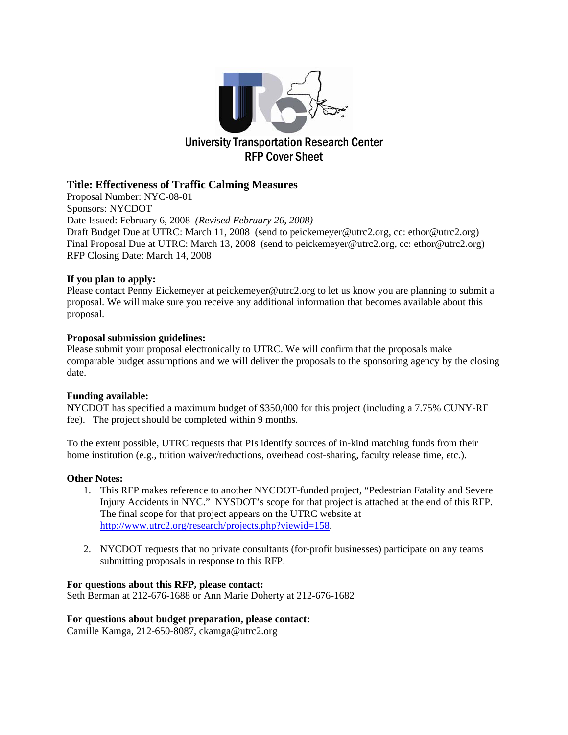# University Transportation Research Center
## RFP Cover Sheet

**Title: Effectiveness of Traffic Calming Measures**

Proposal Number: NYC-08-01
Sponsors: NYCDOT
Date Issued: February 6, 2008 *(Revised February 26, 2008)*
Draft Budget Due at UTRC: March 11, 2008 (send to peickemeyer@utrc2.org, cc: ethor@utrc2.org)
Final Proposal Due at UTRC: March 13, 2008 (send to peickemeyer@utrc2.org, cc: ethor@utrc2.org)
RFP Closing Date: March 14, 2008

**If you plan to apply:**
Please contact Penny Eickemeyer at peickemeyer@utrc2.org to let us know you are planning to submit a proposal. We will make sure you receive any additional information that becomes available about this proposal.

**Proposal submission guidelines:**
Please submit your proposal electronically to UTRC. We will confirm that the proposals make comparable budget assumptions and we will deliver the proposals to the sponsoring agency by the closing date.

**Funding available:**
NYCDOT has specified a maximum budget of $350,000 for this project (including a 7.75% CUNY-RF fee). The project should be completed within 9 months.

To the extent possible, UTRC requests that PIs identify sources of in-kind matching funds from their home institution (e.g., tuition waiver/reductions, overhead cost-sharing, faculty release time, etc.).

**Other Notes:**

1. This RFP makes reference to another NYCDOT-funded project, "Pedestrian Fatality and Severe Injury Accidents in NYC." NYSDOT's scope for that project is attached at the end of this RFP. The final scope for that project appears on the UTRC website at http://www.utrc2.org/research/projects.php?viewid=158.
2. NYCDOT requests that no private consultants (for-profit businesses) participate on any teams submitting proposals in response to this RFP.

**For questions about this RFP, please contact:**
Seth Berman at 212-676-1688 or Ann Marie Doherty at 212-676-1682

**For questions about budget preparation, please contact:**
Camille Kamga, 212-650-8087, ckamga@utrc2.org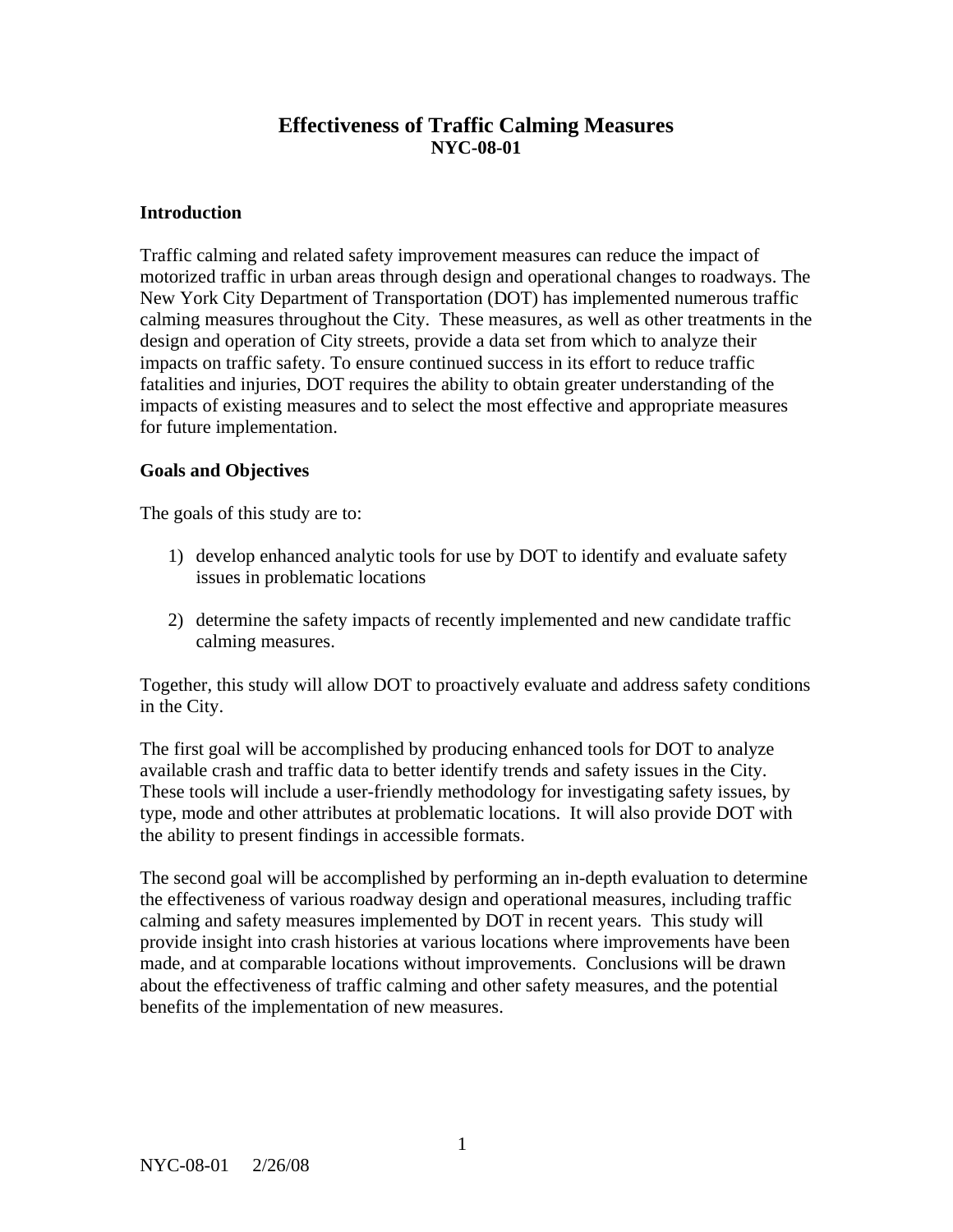# Effectiveness of Traffic Calming Measures
**NYC-08-01**

## Introduction

Traffic calming and related safety improvement measures can reduce the impact of motorized traffic in urban areas through design and operational changes to roadways. The New York City Department of Transportation (DOT) has implemented numerous traffic calming measures throughout the City. These measures, as well as other treatments in the design and operation of City streets, provide a data set from which to analyze their impacts on traffic safety. To ensure continued success in its effort to reduce traffic fatalities and injuries, DOT requires the ability to obtain greater understanding of the impacts of existing measures and to select the most effective and appropriate measures for future implementation.

## Goals and Objectives

The goals of this study are to:

1) develop enhanced analytic tools for use by DOT to identify and evaluate safety issues in problematic locations

2) determine the safety impacts of recently implemented and new candidate traffic calming measures.

Together, this study will allow DOT to proactively evaluate and address safety conditions in the City.

The first goal will be accomplished by producing enhanced tools for DOT to analyze available crash and traffic data to better identify trends and safety issues in the City. These tools will include a user-friendly methodology for investigating safety issues, by type, mode and other attributes at problematic locations. It will also provide DOT with the ability to present findings in accessible formats.

The second goal will be accomplished by performing an in-depth evaluation to determine the effectiveness of various roadway design and operational measures, including traffic calming and safety measures implemented by DOT in recent years. This study will provide insight into crash histories at various locations where improvements have been made, and at comparable locations without improvements. Conclusions will be drawn about the effectiveness of traffic calming and other safety measures, and the potential benefits of the implementation of new measures.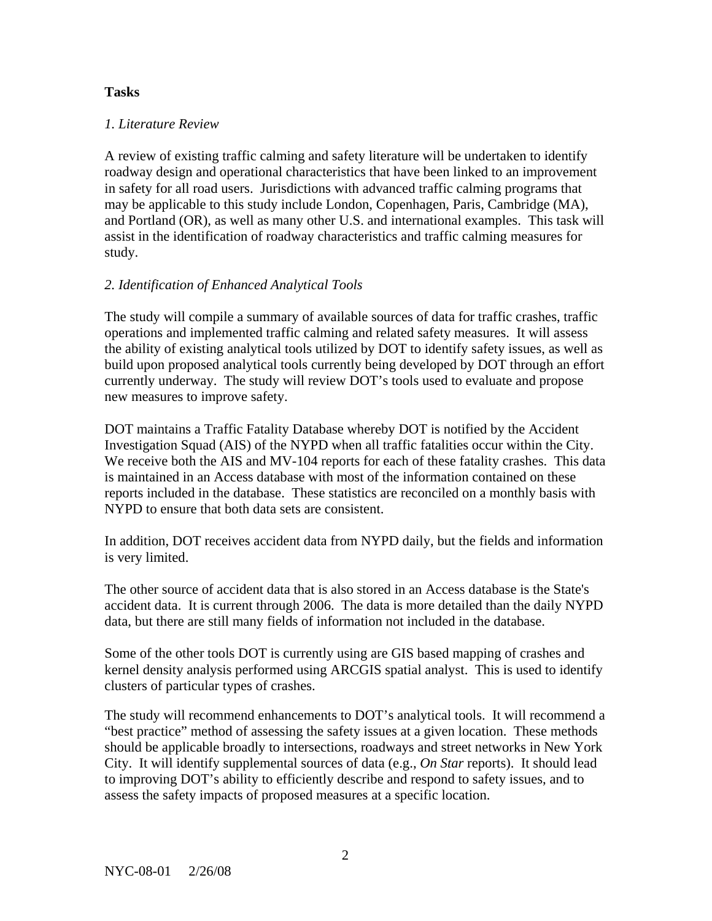**Tasks**

*1. Literature Review*

A review of existing traffic calming and safety literature will be undertaken to identify roadway design and operational characteristics that have been linked to an improvement in safety for all road users. Jurisdictions with advanced traffic calming programs that may be applicable to this study include London, Copenhagen, Paris, Cambridge (MA), and Portland (OR), as well as many other U.S. and international examples. This task will assist in the identification of roadway characteristics and traffic calming measures for study.

*2. Identification of Enhanced Analytical Tools*

The study will compile a summary of available sources of data for traffic crashes, traffic operations and implemented traffic calming and related safety measures. It will assess the ability of existing analytical tools utilized by DOT to identify safety issues, as well as build upon proposed analytical tools currently being developed by DOT through an effort currently underway. The study will review DOT's tools used to evaluate and propose new measures to improve safety.

DOT maintains a Traffic Fatality Database whereby DOT is notified by the Accident Investigation Squad (AIS) of the NYPD when all traffic fatalities occur within the City. We receive both the AIS and MV-104 reports for each of these fatality crashes. This data is maintained in an Access database with most of the information contained on these reports included in the database. These statistics are reconciled on a monthly basis with NYPD to ensure that both data sets are consistent.

In addition, DOT receives accident data from NYPD daily, but the fields and information is very limited.

The other source of accident data that is also stored in an Access database is the State's accident data. It is current through 2006. The data is more detailed than the daily NYPD data, but there are still many fields of information not included in the database.

Some of the other tools DOT is currently using are GIS based mapping of crashes and kernel density analysis performed using ARCGIS spatial analyst. This is used to identify clusters of particular types of crashes.

The study will recommend enhancements to DOT's analytical tools. It will recommend a "best practice" method of assessing the safety issues at a given location. These methods should be applicable broadly to intersections, roadways and street networks in New York City. It will identify supplemental sources of data (e.g., *On Star* reports). It should lead to improving DOT's ability to efficiently describe and respond to safety issues, and to assess the safety impacts of proposed measures at a specific location.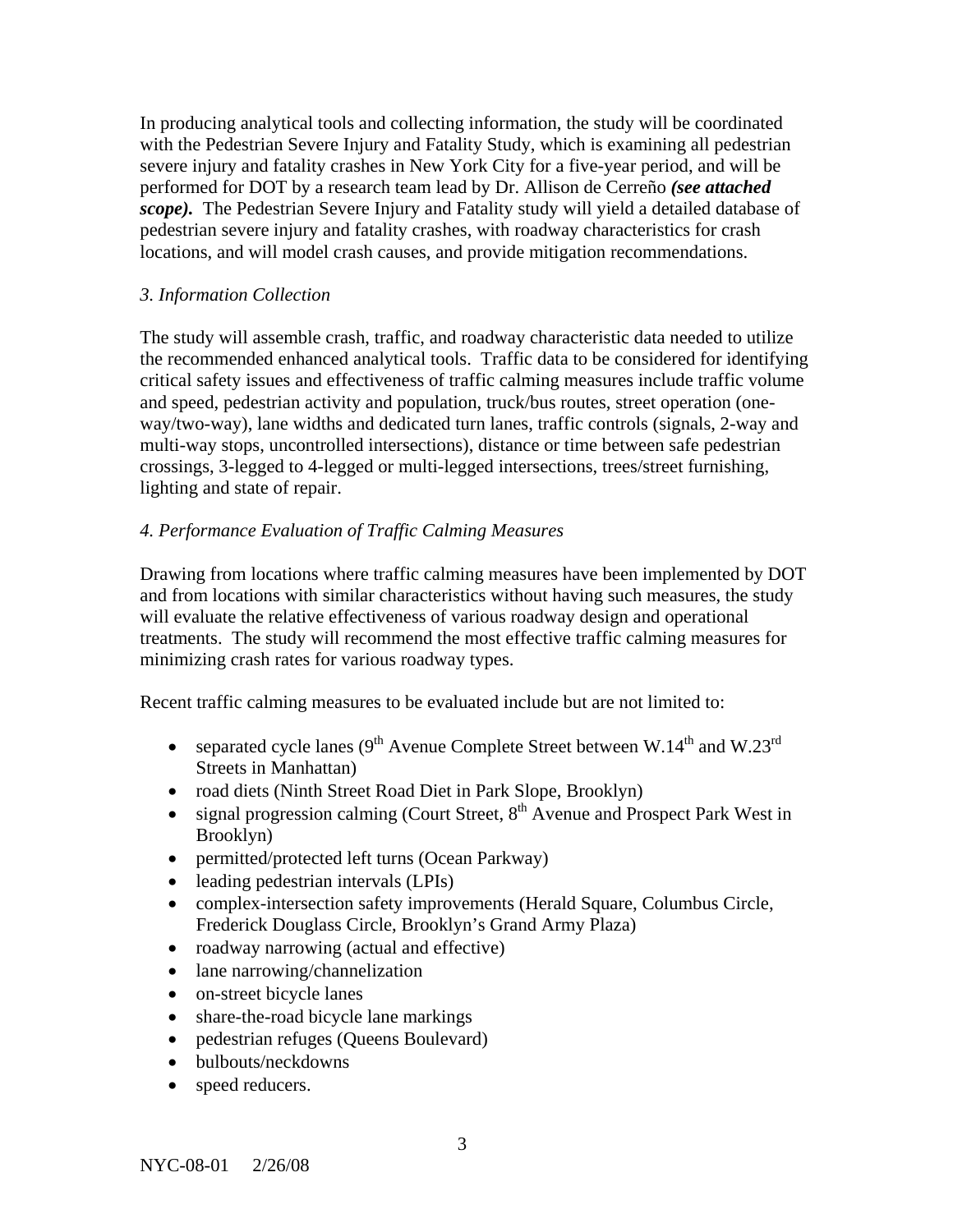In producing analytical tools and collecting information, the study will be coordinated with the Pedestrian Severe Injury and Fatality Study, which is examining all pedestrian severe injury and fatality crashes in New York City for a five-year period, and will be performed for DOT by a research team lead by Dr. Allison de Cerreño ***(see attached scope).*** The Pedestrian Severe Injury and Fatality study will yield a detailed database of pedestrian severe injury and fatality crashes, with roadway characteristics for crash locations, and will model crash causes, and provide mitigation recommendations.

*3. Information Collection*

The study will assemble crash, traffic, and roadway characteristic data needed to utilize the recommended enhanced analytical tools. Traffic data to be considered for identifying critical safety issues and effectiveness of traffic calming measures include traffic volume and speed, pedestrian activity and population, truck/bus routes, street operation (one-way/two-way), lane widths and dedicated turn lanes, traffic controls (signals, 2-way and multi-way stops, uncontrolled intersections), distance or time between safe pedestrian crossings, 3-legged to 4-legged or multi-legged intersections, trees/street furnishing, lighting and state of repair.

*4. Performance Evaluation of Traffic Calming Measures*

Drawing from locations where traffic calming measures have been implemented by DOT and from locations with similar characteristics without having such measures, the study will evaluate the relative effectiveness of various roadway design and operational treatments. The study will recommend the most effective traffic calming measures for minimizing crash rates for various roadway types.

Recent traffic calming measures to be evaluated include but are not limited to:

- separated cycle lanes (9th Avenue Complete Street between W.14th and W.23rd Streets in Manhattan)
- road diets (Ninth Street Road Diet in Park Slope, Brooklyn)
- signal progression calming (Court Street, 8th Avenue and Prospect Park West in Brooklyn)
- permitted/protected left turns (Ocean Parkway)
- leading pedestrian intervals (LPIs)
- complex-intersection safety improvements (Herald Square, Columbus Circle, Frederick Douglass Circle, Brooklyn's Grand Army Plaza)
- roadway narrowing (actual and effective)
- lane narrowing/channelization
- on-street bicycle lanes
- share-the-road bicycle lane markings
- pedestrian refuges (Queens Boulevard)
- bulbouts/neckdowns
- speed reducers.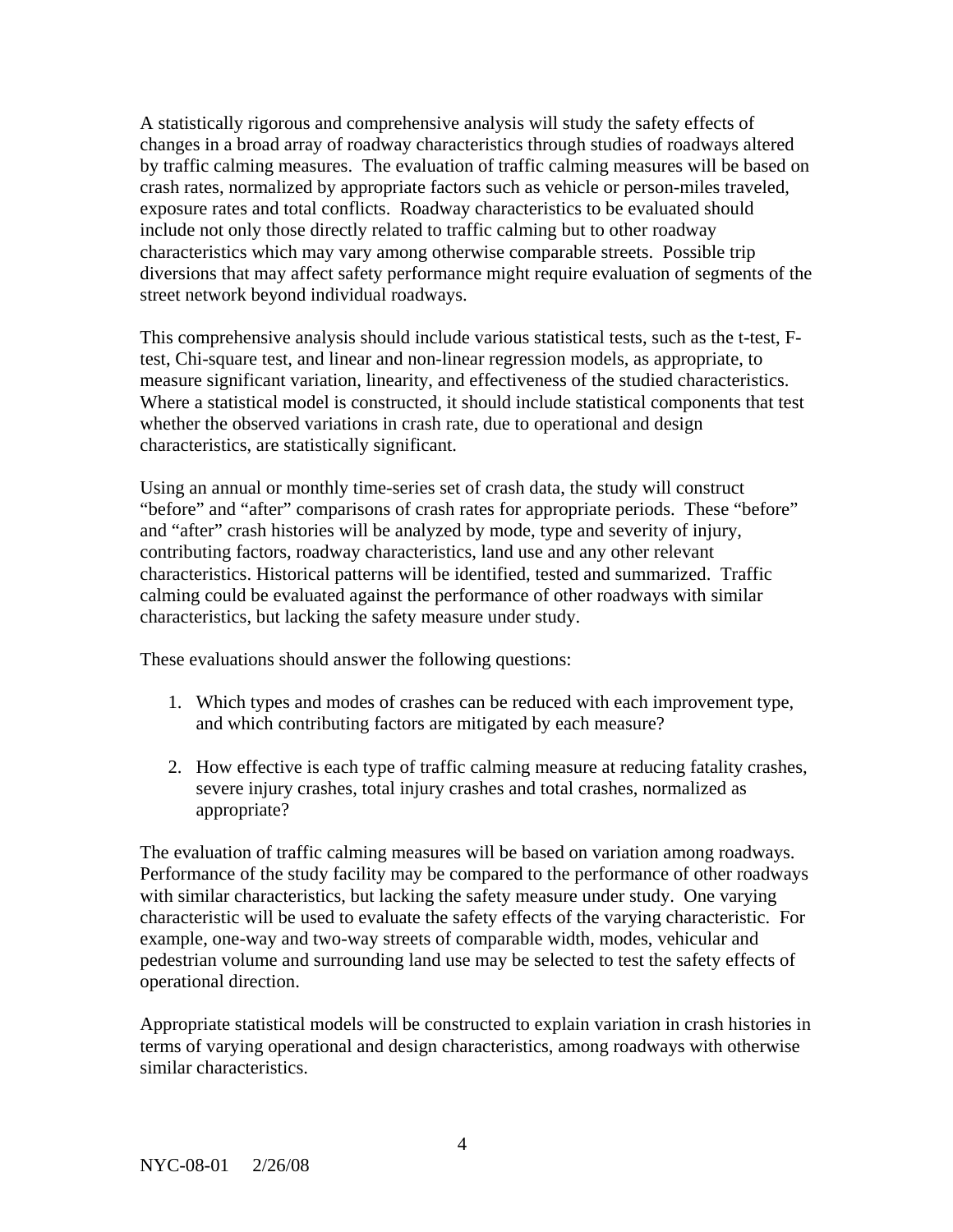A statistically rigorous and comprehensive analysis will study the safety effects of changes in a broad array of roadway characteristics through studies of roadways altered by traffic calming measures. The evaluation of traffic calming measures will be based on crash rates, normalized by appropriate factors such as vehicle or person-miles traveled, exposure rates and total conflicts. Roadway characteristics to be evaluated should include not only those directly related to traffic calming but to other roadway characteristics which may vary among otherwise comparable streets. Possible trip diversions that may affect safety performance might require evaluation of segments of the street network beyond individual roadways.

This comprehensive analysis should include various statistical tests, such as the t-test, F-test, Chi-square test, and linear and non-linear regression models, as appropriate, to measure significant variation, linearity, and effectiveness of the studied characteristics. Where a statistical model is constructed, it should include statistical components that test whether the observed variations in crash rate, due to operational and design characteristics, are statistically significant.

Using an annual or monthly time-series set of crash data, the study will construct "before" and "after" comparisons of crash rates for appropriate periods. These "before" and "after" crash histories will be analyzed by mode, type and severity of injury, contributing factors, roadway characteristics, land use and any other relevant characteristics. Historical patterns will be identified, tested and summarized. Traffic calming could be evaluated against the performance of other roadways with similar characteristics, but lacking the safety measure under study.

These evaluations should answer the following questions:

1. Which types and modes of crashes can be reduced with each improvement type, and which contributing factors are mitigated by each measure?

2. How effective is each type of traffic calming measure at reducing fatality crashes, severe injury crashes, total injury crashes and total crashes, normalized as appropriate?

The evaluation of traffic calming measures will be based on variation among roadways. Performance of the study facility may be compared to the performance of other roadways with similar characteristics, but lacking the safety measure under study. One varying characteristic will be used to evaluate the safety effects of the varying characteristic. For example, one-way and two-way streets of comparable width, modes, vehicular and pedestrian volume and surrounding land use may be selected to test the safety effects of operational direction.

Appropriate statistical models will be constructed to explain variation in crash histories in terms of varying operational and design characteristics, among roadways with otherwise similar characteristics.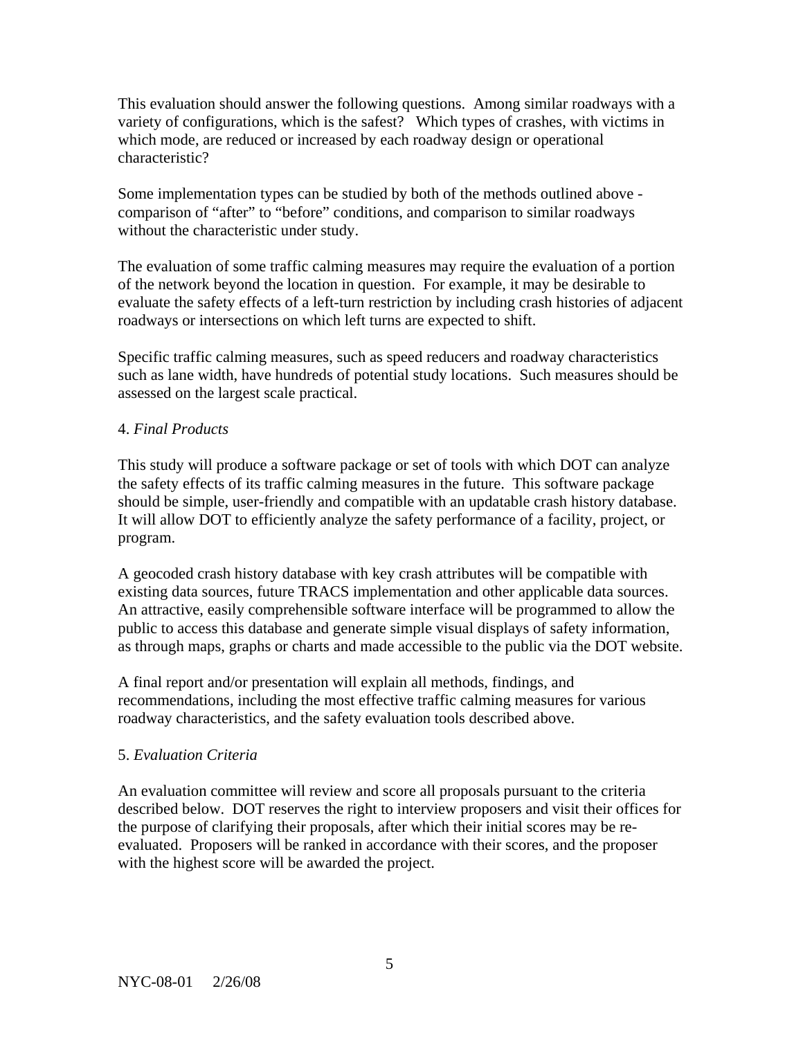This evaluation should answer the following questions. Among similar roadways with a variety of configurations, which is the safest? Which types of crashes, with victims in which mode, are reduced or increased by each roadway design or operational characteristic?

Some implementation types can be studied by both of the methods outlined above - comparison of "after" to "before" conditions, and comparison to similar roadways without the characteristic under study.

The evaluation of some traffic calming measures may require the evaluation of a portion of the network beyond the location in question. For example, it may be desirable to evaluate the safety effects of a left-turn restriction by including crash histories of adjacent roadways or intersections on which left turns are expected to shift.

Specific traffic calming measures, such as speed reducers and roadway characteristics such as lane width, have hundreds of potential study locations. Such measures should be assessed on the largest scale practical.

4. *Final Products*

This study will produce a software package or set of tools with which DOT can analyze the safety effects of its traffic calming measures in the future. This software package should be simple, user-friendly and compatible with an updatable crash history database. It will allow DOT to efficiently analyze the safety performance of a facility, project, or program.

A geocoded crash history database with key crash attributes will be compatible with existing data sources, future TRACS implementation and other applicable data sources. An attractive, easily comprehensible software interface will be programmed to allow the public to access this database and generate simple visual displays of safety information, as through maps, graphs or charts and made accessible to the public via the DOT website.

A final report and/or presentation will explain all methods, findings, and recommendations, including the most effective traffic calming measures for various roadway characteristics, and the safety evaluation tools described above.

5. *Evaluation Criteria*

An evaluation committee will review and score all proposals pursuant to the criteria described below. DOT reserves the right to interview proposers and visit their offices for the purpose of clarifying their proposals, after which their initial scores may be re-evaluated. Proposers will be ranked in accordance with their scores, and the proposer with the highest score will be awarded the project.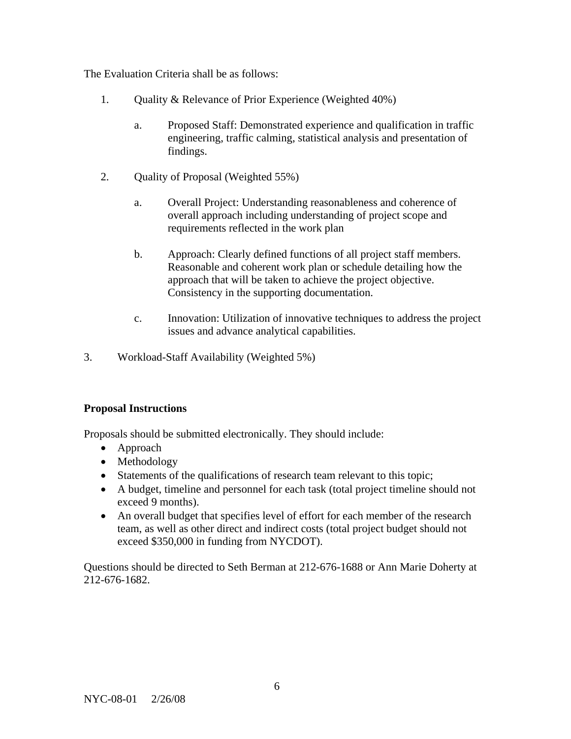The Evaluation Criteria shall be as follows:

1. Quality & Relevance of Prior Experience (Weighted 40%)

    a. Proposed Staff: Demonstrated experience and qualification in traffic engineering, traffic calming, statistical analysis and presentation of findings.

2. Quality of Proposal (Weighted 55%)

    a. Overall Project: Understanding reasonableness and coherence of overall approach including understanding of project scope and requirements reflected in the work plan

    b. Approach: Clearly defined functions of all project staff members. Reasonable and coherent work plan or schedule detailing how the approach that will be taken to achieve the project objective. Consistency in the supporting documentation.

    c. Innovation: Utilization of innovative techniques to address the project issues and advance analytical capabilities.

3. Workload-Staff Availability (Weighted 5%)

**Proposal Instructions**

Proposals should be submitted electronically. They should include:

- Approach
- Methodology
- Statements of the qualifications of research team relevant to this topic;
- A budget, timeline and personnel for each task (total project timeline should not exceed 9 months).
- An overall budget that specifies level of effort for each member of the research team, as well as other direct and indirect costs (total project budget should not exceed $350,000 in funding from NYCDOT).

Questions should be directed to Seth Berman at 212-676-1688 or Ann Marie Doherty at 212-676-1682.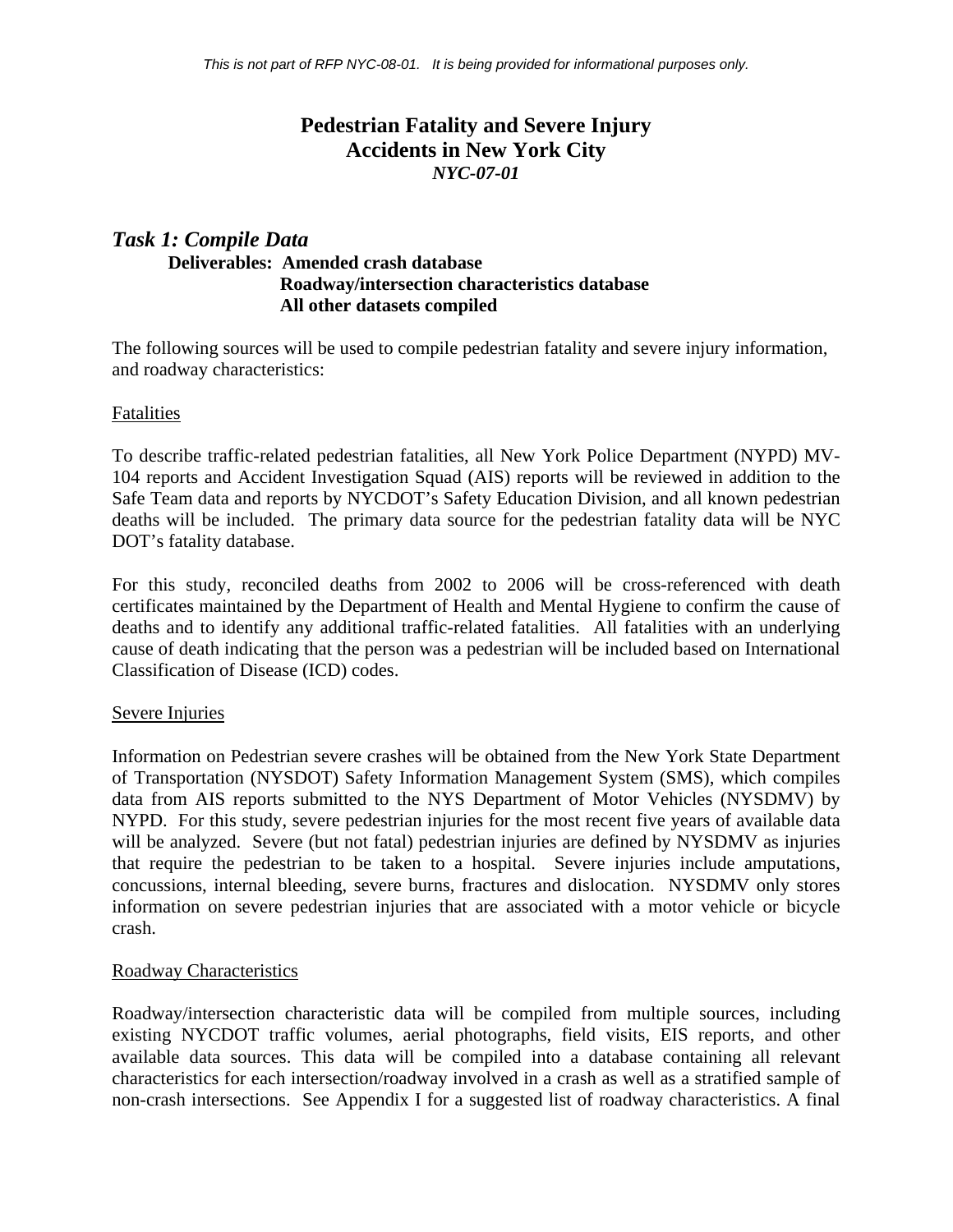*This is not part of RFP NYC-08-01. It is being provided for informational purposes only.*

# Pedestrian Fatality and Severe Injury Accidents in New York City
### *NYC-07-01*

## *Task 1: Compile Data*

**Deliverables: Amended crash database**
**Roadway/intersection characteristics database**
**All other datasets compiled**

The following sources will be used to compile pedestrian fatality and severe injury information, and roadway characteristics:

### Fatalities

To describe traffic-related pedestrian fatalities, all New York Police Department (NYPD) MV-104 reports and Accident Investigation Squad (AIS) reports will be reviewed in addition to the Safe Team data and reports by NYCDOT's Safety Education Division, and all known pedestrian deaths will be included. The primary data source for the pedestrian fatality data will be NYC DOT's fatality database.

For this study, reconciled deaths from 2002 to 2006 will be cross-referenced with death certificates maintained by the Department of Health and Mental Hygiene to confirm the cause of deaths and to identify any additional traffic-related fatalities. All fatalities with an underlying cause of death indicating that the person was a pedestrian will be included based on International Classification of Disease (ICD) codes.

### Severe Injuries

Information on Pedestrian severe crashes will be obtained from the New York State Department of Transportation (NYSDOT) Safety Information Management System (SMS), which compiles data from AIS reports submitted to the NYS Department of Motor Vehicles (NYSDMV) by NYPD. For this study, severe pedestrian injuries for the most recent five years of available data will be analyzed. Severe (but not fatal) pedestrian injuries are defined by NYSDMV as injuries that require the pedestrian to be taken to a hospital. Severe injuries include amputations, concussions, internal bleeding, severe burns, fractures and dislocation. NYSDMV only stores information on severe pedestrian injuries that are associated with a motor vehicle or bicycle crash.

### Roadway Characteristics

Roadway/intersection characteristic data will be compiled from multiple sources, including existing NYCDOT traffic volumes, aerial photographs, field visits, EIS reports, and other available data sources. This data will be compiled into a database containing all relevant characteristics for each intersection/roadway involved in a crash as well as a stratified sample of non-crash intersections. See Appendix I for a suggested list of roadway characteristics. A final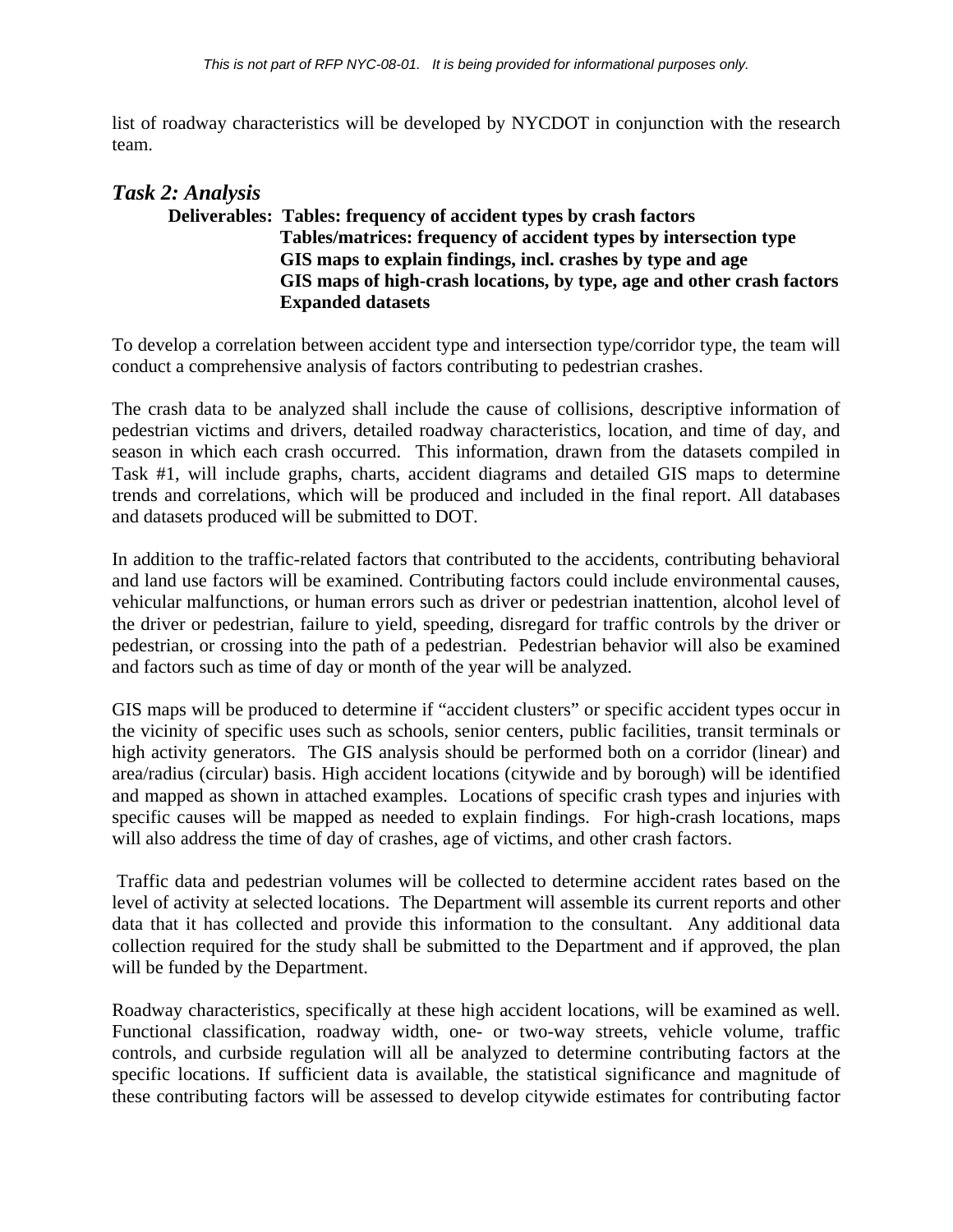list of roadway characteristics will be developed by NYCDOT in conjunction with the research team.

### *Task 2: Analysis*

**Deliverables: Tables: frequency of accident types by crash factors**
**Tables/matrices: frequency of accident types by intersection type**
**GIS maps to explain findings, incl. crashes by type and age**
**GIS maps of high-crash locations, by type, age and other crash factors**
**Expanded datasets**

To develop a correlation between accident type and intersection type/corridor type, the team will conduct a comprehensive analysis of factors contributing to pedestrian crashes.

The crash data to be analyzed shall include the cause of collisions, descriptive information of pedestrian victims and drivers, detailed roadway characteristics, location, and time of day, and season in which each crash occurred. This information, drawn from the datasets compiled in Task #1, will include graphs, charts, accident diagrams and detailed GIS maps to determine trends and correlations, which will be produced and included in the final report. All databases and datasets produced will be submitted to DOT.

In addition to the traffic-related factors that contributed to the accidents, contributing behavioral and land use factors will be examined. Contributing factors could include environmental causes, vehicular malfunctions, or human errors such as driver or pedestrian inattention, alcohol level of the driver or pedestrian, failure to yield, speeding, disregard for traffic controls by the driver or pedestrian, or crossing into the path of a pedestrian. Pedestrian behavior will also be examined and factors such as time of day or month of the year will be analyzed.

GIS maps will be produced to determine if "accident clusters" or specific accident types occur in the vicinity of specific uses such as schools, senior centers, public facilities, transit terminals or high activity generators. The GIS analysis should be performed both on a corridor (linear) and area/radius (circular) basis. High accident locations (citywide and by borough) will be identified and mapped as shown in attached examples. Locations of specific crash types and injuries with specific causes will be mapped as needed to explain findings. For high-crash locations, maps will also address the time of day of crashes, age of victims, and other crash factors.

Traffic data and pedestrian volumes will be collected to determine accident rates based on the level of activity at selected locations. The Department will assemble its current reports and other data that it has collected and provide this information to the consultant. Any additional data collection required for the study shall be submitted to the Department and if approved, the plan will be funded by the Department.

Roadway characteristics, specifically at these high accident locations, will be examined as well. Functional classification, roadway width, one- or two-way streets, vehicle volume, traffic controls, and curbside regulation will all be analyzed to determine contributing factors at the specific locations. If sufficient data is available, the statistical significance and magnitude of these contributing factors will be assessed to develop citywide estimates for contributing factor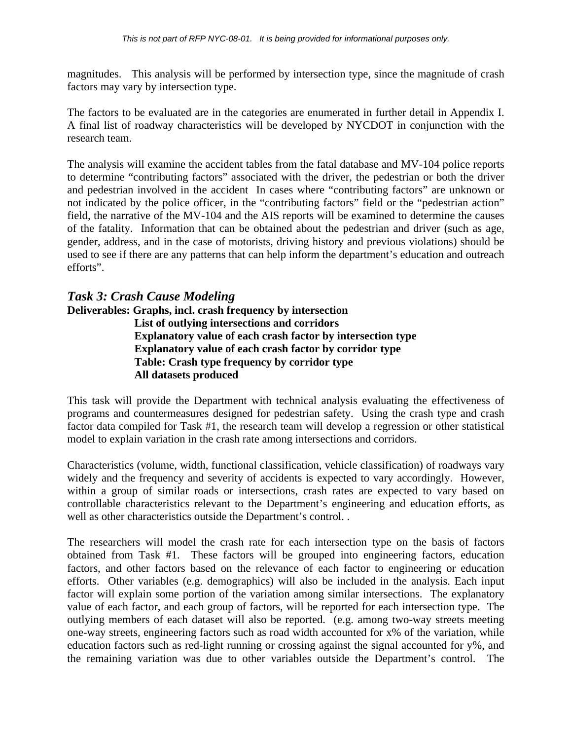magnitudes. This analysis will be performed by intersection type, since the magnitude of crash factors may vary by intersection type.

The factors to be evaluated are in the categories are enumerated in further detail in Appendix I. A final list of roadway characteristics will be developed by NYCDOT in conjunction with the research team.

The analysis will examine the accident tables from the fatal database and MV-104 police reports to determine "contributing factors" associated with the driver, the pedestrian or both the driver and pedestrian involved in the accident In cases where "contributing factors" are unknown or not indicated by the police officer, in the "contributing factors" field or the "pedestrian action" field, the narrative of the MV-104 and the AIS reports will be examined to determine the causes of the fatality. Information that can be obtained about the pedestrian and driver (such as age, gender, address, and in the case of motorists, driving history and previous violations) should be used to see if there are any patterns that can help inform the department's education and outreach efforts".

### *Task 3: Crash Cause Modeling*

**Deliverables: Graphs, incl. crash frequency by intersection**
**List of outlying intersections and corridors**
**Explanatory value of each crash factor by intersection type**
**Explanatory value of each crash factor by corridor type**
**Table: Crash type frequency by corridor type**
**All datasets produced**

This task will provide the Department with technical analysis evaluating the effectiveness of programs and countermeasures designed for pedestrian safety. Using the crash type and crash factor data compiled for Task #1, the research team will develop a regression or other statistical model to explain variation in the crash rate among intersections and corridors.

Characteristics (volume, width, functional classification, vehicle classification) of roadways vary widely and the frequency and severity of accidents is expected to vary accordingly. However, within a group of similar roads or intersections, crash rates are expected to vary based on controllable characteristics relevant to the Department's engineering and education efforts, as well as other characteristics outside the Department's control. .

The researchers will model the crash rate for each intersection type on the basis of factors obtained from Task #1. These factors will be grouped into engineering factors, education factors, and other factors based on the relevance of each factor to engineering or education efforts. Other variables (e.g. demographics) will also be included in the analysis. Each input factor will explain some portion of the variation among similar intersections. The explanatory value of each factor, and each group of factors, will be reported for each intersection type. The outlying members of each dataset will also be reported. (e.g. among two-way streets meeting one-way streets, engineering factors such as road width accounted for x% of the variation, while education factors such as red-light running or crossing against the signal accounted for y%, and the remaining variation was due to other variables outside the Department's control. The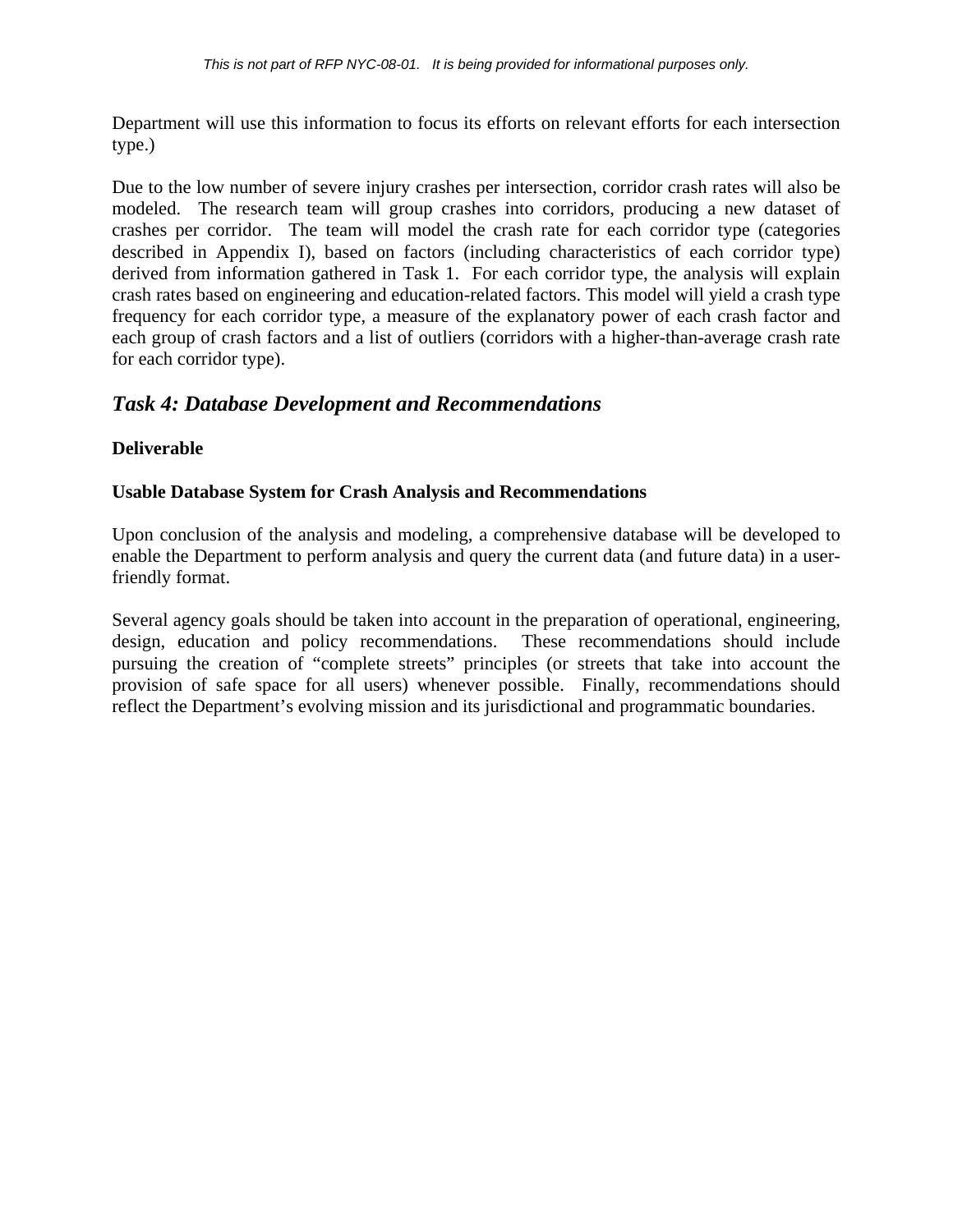Department will use this information to focus its efforts on relevant efforts for each intersection type.)

Due to the low number of severe injury crashes per intersection, corridor crash rates will also be modeled. The research team will group crashes into corridors, producing a new dataset of crashes per corridor. The team will model the crash rate for each corridor type (categories described in Appendix I), based on factors (including characteristics of each corridor type) derived from information gathered in Task 1. For each corridor type, the analysis will explain crash rates based on engineering and education-related factors. This model will yield a crash type frequency for each corridor type, a measure of the explanatory power of each crash factor and each group of crash factors and a list of outliers (corridors with a higher-than-average crash rate for each corridor type).

## *Task 4: Database Development and Recommendations*

**Deliverable**

**Usable Database System for Crash Analysis and Recommendations**

Upon conclusion of the analysis and modeling, a comprehensive database will be developed to enable the Department to perform analysis and query the current data (and future data) in a user-friendly format.

Several agency goals should be taken into account in the preparation of operational, engineering, design, education and policy recommendations. These recommendations should include pursuing the creation of "complete streets" principles (or streets that take into account the provision of safe space for all users) whenever possible. Finally, recommendations should reflect the Department's evolving mission and its jurisdictional and programmatic boundaries.